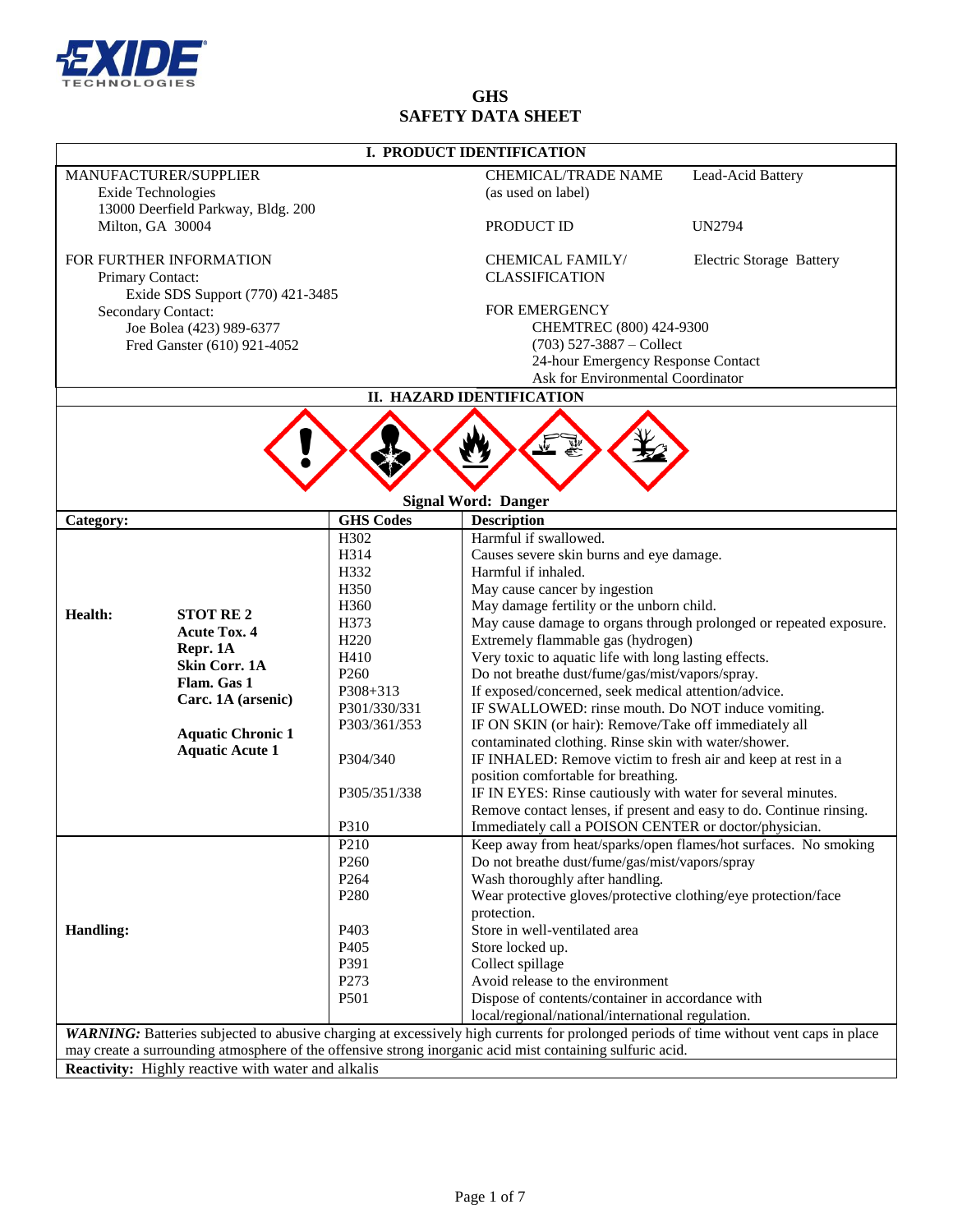# GHS SAFETY DATA SHEET

## I. PRODUCT IDENTIFICATION

| | |
|---|---|
| MANUFACTURER/SUPPLIER<br>Exide Technologies<br>13000 Deerfield Parkway, Bldg. 200<br>Milton, GA 30004 | CHEMICAL/TRADE NAME (as used on label): Lead-Acid Battery<br><br>PRODUCT ID: UN2794 |
| FOR FURTHER INFORMATION<br>Primary Contact:<br>Exide SDS Support (770) 421-3485<br>Secondary Contact:<br>Joe Bolea (423) 989-6377<br>Fred Ganster (610) 921-4052 | CHEMICAL FAMILY/ CLASSIFICATION: Electric Storage Battery<br><br>FOR EMERGENCY<br>CHEMTREC (800) 424-9300<br>(703) 527-3887 – Collect<br>24-hour Emergency Response Contact<br>Ask for Environmental Coordinator |

## II. HAZARD IDENTIFICATION

**Signal Word: Danger**

| Category: | | GHS Codes | Description |
|---|---|---|---|
| **Health:** | **STOT RE 2**<br>**Acute Tox. 4**<br>**Repr. 1A**<br>**Skin Corr. 1A**<br>**Flam. Gas 1**<br>**Carc. 1A (arsenic)**<br><br>**Aquatic Chronic 1**<br>**Aquatic Acute 1** | H302 | Harmful if swallowed. |
| | | H314 | Causes severe skin burns and eye damage. |
| | | H332 | Harmful if inhaled. |
| | | H350 | May cause cancer by ingestion |
| | | H360 | May damage fertility or the unborn child. |
| | | H373 | May cause damage to organs through prolonged or repeated exposure. |
| | | H220 | Extremely flammable gas (hydrogen) |
| | | H410 | Very toxic to aquatic life with long lasting effects. |
| | | P260 | Do not breathe dust/fume/gas/mist/vapors/spray. |
| | | P308+313 | If exposed/concerned, seek medical attention/advice. |
| | | P301/330/331 | IF SWALLOWED: rinse mouth. Do NOT induce vomiting. |
| | | P303/361/353 | IF ON SKIN (or hair): Remove/Take off immediately all contaminated clothing. Rinse skin with water/shower. |
| | | P304/340 | IF INHALED: Remove victim to fresh air and keep at rest in a position comfortable for breathing. |
| | | P305/351/338 | IF IN EYES: Rinse cautiously with water for several minutes. Remove contact lenses, if present and easy to do. Continue rinsing. |
| | | P310 | Immediately call a POISON CENTER or doctor/physician. |
| **Handling:** | | P210 | Keep away from heat/sparks/open flames/hot surfaces. No smoking |
| | | P260 | Do not breathe dust/fume/gas/mist/vapors/spray |
| | | P264 | Wash thoroughly after handling. |
| | | P280 | Wear protective gloves/protective clothing/eye protection/face protection. |
| | | P403 | Store in well-ventilated area |
| | | P405 | Store locked up. |
| | | P391 | Collect spillage |
| | | P273 | Avoid release to the environment |
| | | P501 | Dispose of contents/container in accordance with local/regional/national/international regulation. |

***WARNING:*** Batteries subjected to abusive charging at excessively high currents for prolonged periods of time without vent caps in place may create a surrounding atmosphere of the offensive strong inorganic acid mist containing sulfuric acid.

**Reactivity:** Highly reactive with water and alkalis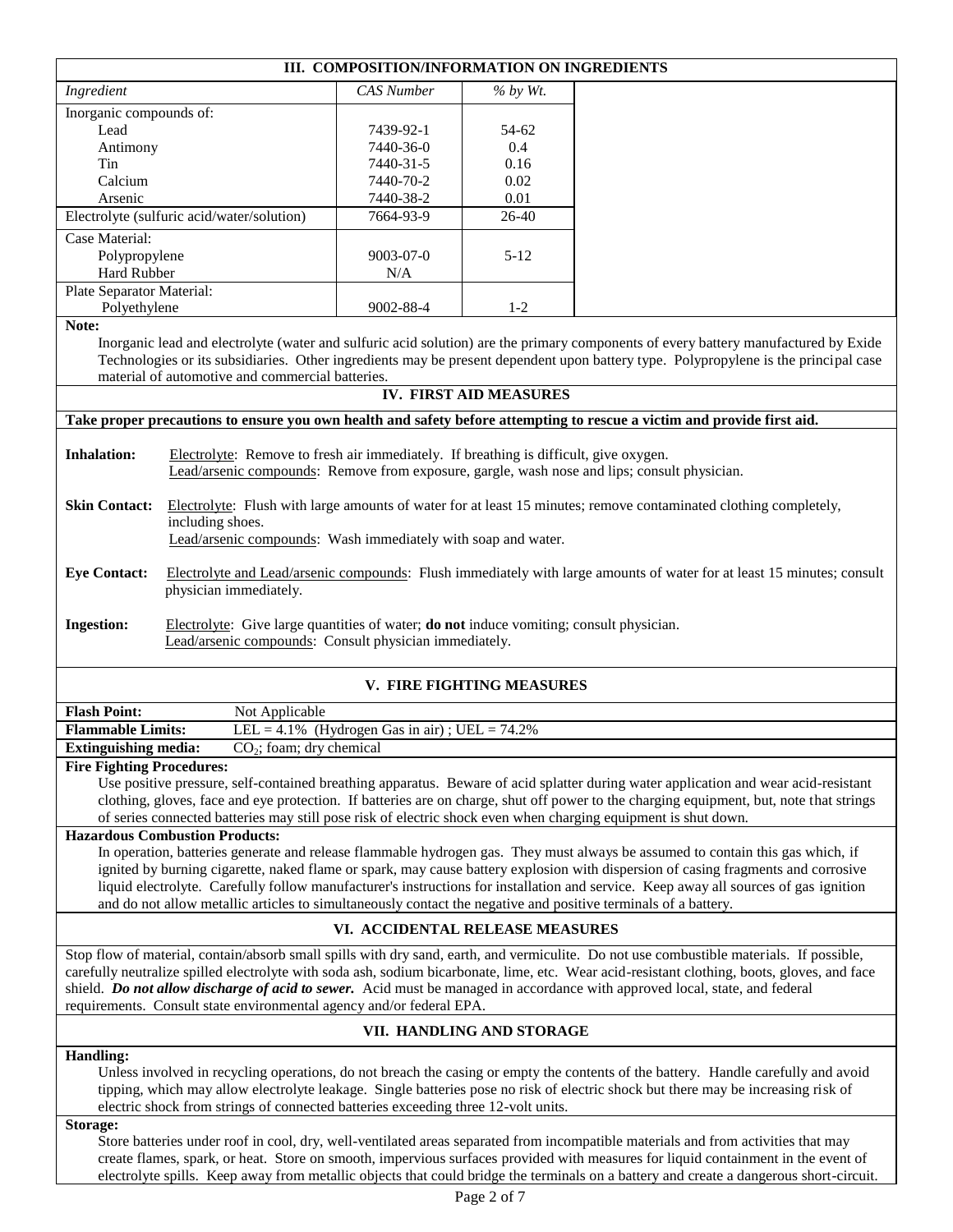## III. COMPOSITION/INFORMATION ON INGREDIENTS

| *Ingredient* | *CAS Number* | *% by Wt.* |
|---|---|---|
| Inorganic compounds of: | | |
| Lead | 7439-92-1 | 54-62 |
| Antimony | 7440-36-0 | 0.4 |
| Tin | 7440-31-5 | 0.16 |
| Calcium | 7440-70-2 | 0.02 |
| Arsenic | 7440-38-2 | 0.01 |
| Electrolyte (sulfuric acid/water/solution) | 7664-93-9 | 26-40 |
| Case Material: | | |
| Polypropylene | 9003-07-0 | 5-12 |
| Hard Rubber | N/A | |
| Plate Separator Material: | | |
| Polyethylene | 9002-88-4 | 1-2 |

**Note:**

Inorganic lead and electrolyte (water and sulfuric acid solution) are the primary components of every battery manufactured by Exide Technologies or its subsidiaries. Other ingredients may be present dependent upon battery type. Polypropylene is the principal case material of automotive and commercial batteries.

## IV. FIRST AID MEASURES

**Take proper precautions to ensure you own health and safety before attempting to rescue a victim and provide first aid.**

**Inhalation:** Electrolyte: Remove to fresh air immediately. If breathing is difficult, give oxygen.
Lead/arsenic compounds: Remove from exposure, gargle, wash nose and lips; consult physician.

**Skin Contact:** Electrolyte: Flush with large amounts of water for at least 15 minutes; remove contaminated clothing completely, including shoes.
Lead/arsenic compounds: Wash immediately with soap and water.

**Eye Contact:** Electrolyte and Lead/arsenic compounds: Flush immediately with large amounts of water for at least 15 minutes; consult physician immediately.

**Ingestion:** Electrolyte: Give large quantities of water; **do not** induce vomiting; consult physician.
Lead/arsenic compounds: Consult physician immediately.

## V. FIRE FIGHTING MEASURES

**Flash Point:** Not Applicable

**Flammable Limits:** LEL = 4.1% (Hydrogen Gas in air) ; UEL = 74.2%

**Extinguishing media:** $CO_2$; foam; dry chemical

**Fire Fighting Procedures:**

Use positive pressure, self-contained breathing apparatus. Beware of acid splatter during water application and wear acid-resistant clothing, gloves, face and eye protection. If batteries are on charge, shut off power to the charging equipment, but, note that strings of series connected batteries may still pose risk of electric shock even when charging equipment is shut down.

**Hazardous Combustion Products:**

In operation, batteries generate and release flammable hydrogen gas. They must always be assumed to contain this gas which, if ignited by burning cigarette, naked flame or spark, may cause battery explosion with dispersion of casing fragments and corrosive liquid electrolyte. Carefully follow manufacturer's instructions for installation and service. Keep away all sources of gas ignition and do not allow metallic articles to simultaneously contact the negative and positive terminals of a battery.

## VI. ACCIDENTAL RELEASE MEASURES

Stop flow of material, contain/absorb small spills with dry sand, earth, and vermiculite. Do not use combustible materials. If possible, carefully neutralize spilled electrolyte with soda ash, sodium bicarbonate, lime, etc. Wear acid-resistant clothing, boots, gloves, and face shield. ***Do not allow discharge of acid to sewer.*** Acid must be managed in accordance with approved local, state, and federal requirements. Consult state environmental agency and/or federal EPA.

## VII. HANDLING AND STORAGE

**Handling:**

Unless involved in recycling operations, do not breach the casing or empty the contents of the battery. Handle carefully and avoid tipping, which may allow electrolyte leakage. Single batteries pose no risk of electric shock but there may be increasing risk of electric shock from strings of connected batteries exceeding three 12-volt units.

**Storage:**

Store batteries under roof in cool, dry, well-ventilated areas separated from incompatible materials and from activities that may create flames, spark, or heat. Store on smooth, impervious surfaces provided with measures for liquid containment in the event of electrolyte spills. Keep away from metallic objects that could bridge the terminals on a battery and create a dangerous short-circuit.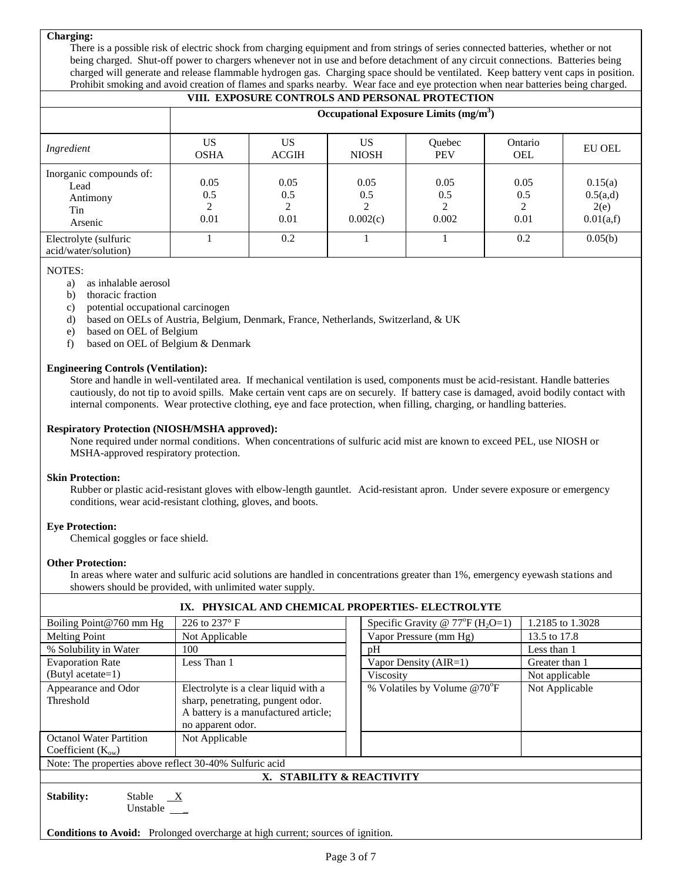**Charging:**

There is a possible risk of electric shock from charging equipment and from strings of series connected batteries, whether or not being charged. Shut-off power to chargers whenever not in use and before detachment of any circuit connections. Batteries being charged will generate and release flammable hydrogen gas. Charging space should be ventilated. Keep battery vent caps in position. Prohibit smoking and avoid creation of flames and sparks nearby. Wear face and eye protection when near batteries being charged.

## VIII. EXPOSURE CONTROLS AND PERSONAL PROTECTION

| | Occupational Exposure Limits ($mg/m^3$) | | | | | |
|---|---|---|---|---|---|---|
| *Ingredient* | US OSHA | US ACGIH | US NIOSH | Quebec PEV | Ontario OEL | EU OEL |
| Inorganic compounds of: | | | | | | |
| Lead | 0.05 | 0.05 | 0.05 | 0.05 | 0.05 | 0.15(a) |
| Antimony | 0.5 | 0.5 | 0.5 | 0.5 | 0.5 | 0.5(a,d) |
| Tin | 2 | 2 | 2 | 2 | 2 | 2(e) |
| Arsenic | 0.01 | 0.01 | 0.002(c) | 0.002 | 0.01 | 0.01(a,f) |
| Electrolyte (sulfuric acid/water/solution) | 1 | 0.2 | 1 | 1 | 0.2 | 0.05(b) |

NOTES:

a) as inhalable aerosol
b) thoracic fraction
c) potential occupational carcinogen
d) based on OELs of Austria, Belgium, Denmark, France, Netherlands, Switzerland, & UK
e) based on OEL of Belgium
f) based on OEL of Belgium & Denmark

**Engineering Controls (Ventilation):**

Store and handle in well-ventilated area. If mechanical ventilation is used, components must be acid-resistant. Handle batteries cautiously, do not tip to avoid spills. Make certain vent caps are on securely. If battery case is damaged, avoid bodily contact with internal components. Wear protective clothing, eye and face protection, when filling, charging, or handling batteries.

**Respiratory Protection (NIOSH/MSHA approved):**

None required under normal conditions. When concentrations of sulfuric acid mist are known to exceed PEL, use NIOSH or MSHA-approved respiratory protection.

**Skin Protection:**

Rubber or plastic acid-resistant gloves with elbow-length gauntlet. Acid-resistant apron. Under severe exposure or emergency conditions, wear acid-resistant clothing, gloves, and boots.

**Eye Protection:**

Chemical goggles or face shield.

**Other Protection:**

In areas where water and sulfuric acid solutions are handled in concentrations greater than 1%, emergency eyewash stations and showers should be provided, with unlimited water supply.

## IX. PHYSICAL AND CHEMICAL PROPERTIES- ELECTROLYTE

| Property | Value | Property | Value |
|---|---|---|---|
| Boiling Point@760 mm Hg | 226 to 237° F | Specific Gravity @ 77°F ($H_2O$=1) | 1.2185 to 1.3028 |
| Melting Point | Not Applicable | Vapor Pressure (mm Hg) | 13.5 to 17.8 |
| % Solubility in Water | 100 | pH | Less than 1 |
| Evaporation Rate (Butyl acetate=1) | Less Than 1 | Vapor Density (AIR=1) | Greater than 1 |
| | | Viscosity | Not applicable |
| Appearance and Odor Threshold | Electrolyte is a clear liquid with a sharp, penetrating, pungent odor. A battery is a manufactured article; no apparent odor. | % Volatiles by Volume @70°F | Not Applicable |
| Octanol Water Partition Coefficient ($K_{ow}$) | Not Applicable | | |

Note: The properties above reflect 30-40% Sulfuric acid

## X. STABILITY & REACTIVITY

**Stability:** Stable \_X\_ Unstable \_\_\_

**Conditions to Avoid:** Prolonged overcharge at high current; sources of ignition.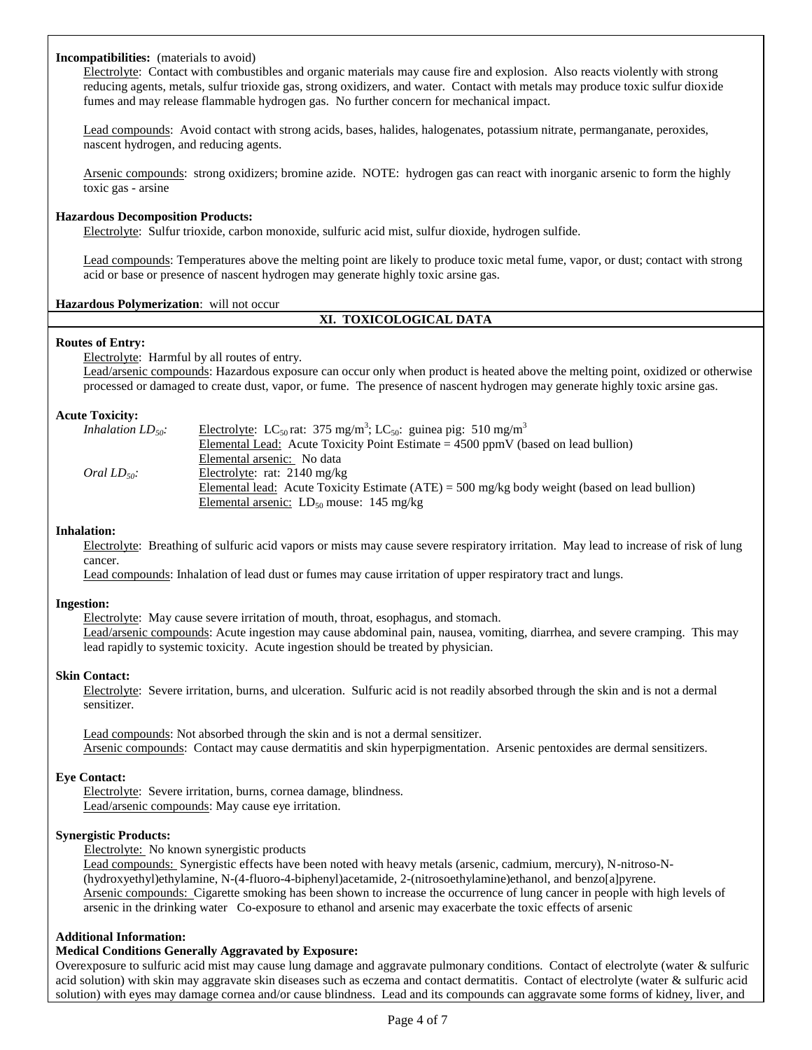**Incompatibilities:** (materials to avoid)

Electrolyte: Contact with combustibles and organic materials may cause fire and explosion. Also reacts violently with strong reducing agents, metals, sulfur trioxide gas, strong oxidizers, and water. Contact with metals may produce toxic sulfur dioxide fumes and may release flammable hydrogen gas. No further concern for mechanical impact.

Lead compounds: Avoid contact with strong acids, bases, halides, halogenates, potassium nitrate, permanganate, peroxides, nascent hydrogen, and reducing agents.

Arsenic compounds: strong oxidizers; bromine azide. NOTE: hydrogen gas can react with inorganic arsenic to form the highly toxic gas - arsine

**Hazardous Decomposition Products:**

Electrolyte: Sulfur trioxide, carbon monoxide, sulfuric acid mist, sulfur dioxide, hydrogen sulfide.

Lead compounds: Temperatures above the melting point are likely to produce toxic metal fume, vapor, or dust; contact with strong acid or base or presence of nascent hydrogen may generate highly toxic arsine gas.

**Hazardous Polymerization**: will not occur

## XI. TOXICOLOGICAL DATA

**Routes of Entry:**

Electrolyte: Harmful by all routes of entry.
Lead/arsenic compounds: Hazardous exposure can occur only when product is heated above the melting point, oxidized or otherwise processed or damaged to create dust, vapor, or fume. The presence of nascent hydrogen may generate highly toxic arsine gas.

**Acute Toxicity:**

| | |
|---|---|
| *Inhalation $LD_{50}$:* | Electrolyte: $LC_{50}$ rat: 375 mg/m$^3$; $LC_{50}$: guinea pig: 510 mg/m$^3$ |
| | Elemental Lead: Acute Toxicity Point Estimate = 4500 ppmV (based on lead bullion) |
| | Elemental arsenic: No data |
| *Oral $LD_{50}$:* | Electrolyte: rat: 2140 mg/kg |
| | Elemental lead: Acute Toxicity Estimate (ATE) = 500 mg/kg body weight (based on lead bullion) |
| | Elemental arsenic: $LD_{50}$ mouse: 145 mg/kg |

**Inhalation:**

Electrolyte: Breathing of sulfuric acid vapors or mists may cause severe respiratory irritation. May lead to increase of risk of lung cancer.
Lead compounds: Inhalation of lead dust or fumes may cause irritation of upper respiratory tract and lungs.

**Ingestion:**

Electrolyte: May cause severe irritation of mouth, throat, esophagus, and stomach.
Lead/arsenic compounds: Acute ingestion may cause abdominal pain, nausea, vomiting, diarrhea, and severe cramping. This may lead rapidly to systemic toxicity. Acute ingestion should be treated by physician.

**Skin Contact:**

Electrolyte: Severe irritation, burns, and ulceration. Sulfuric acid is not readily absorbed through the skin and is not a dermal sensitizer.

Lead compounds: Not absorbed through the skin and is not a dermal sensitizer.
Arsenic compounds: Contact may cause dermatitis and skin hyperpigmentation. Arsenic pentoxides are dermal sensitizers.

**Eye Contact:**

Electrolyte: Severe irritation, burns, cornea damage, blindness.
Lead/arsenic compounds: May cause eye irritation.

**Synergistic Products:**

Electrolyte: No known synergistic products
Lead compounds: Synergistic effects have been noted with heavy metals (arsenic, cadmium, mercury), N-nitroso-N-(hydroxyethyl)ethylamine, N-(4-fluoro-4-biphenyl)acetamide, 2-(nitrosoethylamine)ethanol, and benzo[a]pyrene.
Arsenic compounds: Cigarette smoking has been shown to increase the occurrence of lung cancer in people with high levels of arsenic in the drinking water Co-exposure to ethanol and arsenic may exacerbate the toxic effects of arsenic

**Additional Information:**

**Medical Conditions Generally Aggravated by Exposure:**

Overexposure to sulfuric acid mist may cause lung damage and aggravate pulmonary conditions. Contact of electrolyte (water & sulfuric acid solution) with skin may aggravate skin diseases such as eczema and contact dermatitis. Contact of electrolyte (water & sulfuric acid solution) with eyes may damage cornea and/or cause blindness. Lead and its compounds can aggravate some forms of kidney, liver, and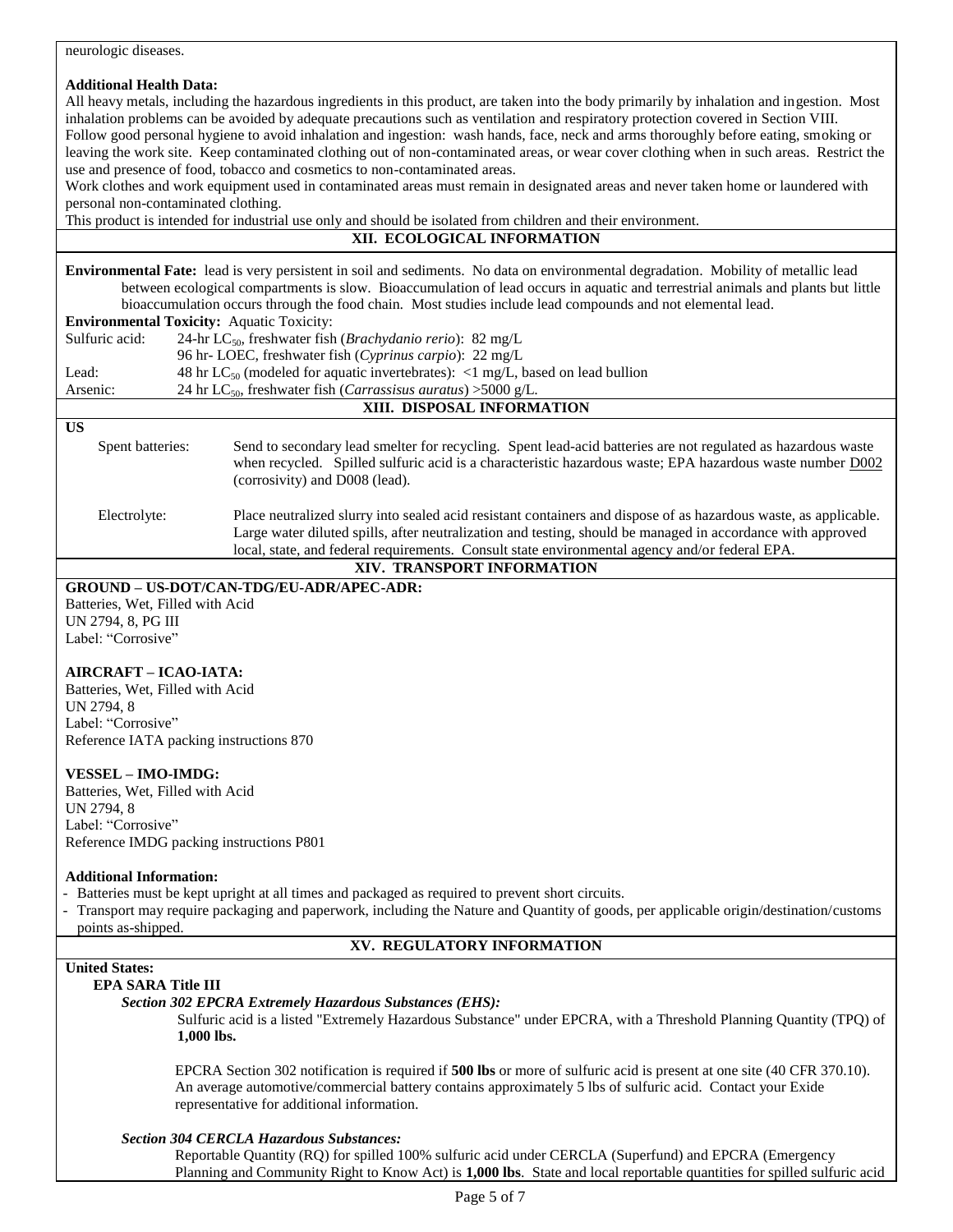neurologic diseases.

**Additional Health Data:**
All heavy metals, including the hazardous ingredients in this product, are taken into the body primarily by inhalation and ingestion. Most inhalation problems can be avoided by adequate precautions such as ventilation and respiratory protection covered in Section VIII. Follow good personal hygiene to avoid inhalation and ingestion: wash hands, face, neck and arms thoroughly before eating, smoking or leaving the work site. Keep contaminated clothing out of non-contaminated areas, or wear cover clothing when in such areas. Restrict the use and presence of food, tobacco and cosmetics to non-contaminated areas.
Work clothes and work equipment used in contaminated areas must remain in designated areas and never taken home or laundered with personal non-contaminated clothing.
This product is intended for industrial use only and should be isolated from children and their environment.

## XII. ECOLOGICAL INFORMATION

**Environmental Fate:** lead is very persistent in soil and sediments. No data on environmental degradation. Mobility of metallic lead between ecological compartments is slow. Bioaccumulation of lead occurs in aquatic and terrestrial animals and plants but little bioaccumulation occurs through the food chain. Most studies include lead compounds and not elemental lead.

**Environmental Toxicity:** Aquatic Toxicity:

| | |
|---|---|
| Sulfuric acid: | 24-hr $LC_{50}$, freshwater fish (*Brachydanio rerio*): 82 mg/L |
| | 96 hr- LOEC, freshwater fish (*Cyprinus carpio*): 22 mg/L |
| Lead: | 48 hr $LC_{50}$ (modeled for aquatic invertebrates): <1 mg/L, based on lead bullion |
| Arsenic: | 24 hr $LC_{50}$, freshwater fish (*Carrassisus auratus*) >5000 g/L. |

## XIII. DISPOSAL INFORMATION

**US**

| | |
|---|---|
| Spent batteries: | Send to secondary lead smelter for recycling. Spent lead-acid batteries are not regulated as hazardous waste when recycled. Spilled sulfuric acid is a characteristic hazardous waste; EPA hazardous waste number D002 (corrosivity) and D008 (lead). |
| Electrolyte: | Place neutralized slurry into sealed acid resistant containers and dispose of as hazardous waste, as applicable. Large water diluted spills, after neutralization and testing, should be managed in accordance with approved local, state, and federal requirements. Consult state environmental agency and/or federal EPA. |

## XIV. TRANSPORT INFORMATION

**GROUND – US-DOT/CAN-TDG/EU-ADR/APEC-ADR:**
Batteries, Wet, Filled with Acid
UN 2794, 8, PG III
Label: "Corrosive"

**AIRCRAFT – ICAO-IATA:**
Batteries, Wet, Filled with Acid
UN 2794, 8
Label: "Corrosive"
Reference IATA packing instructions 870

**VESSEL – IMO-IMDG:**
Batteries, Wet, Filled with Acid
UN 2794, 8
Label: "Corrosive"
Reference IMDG packing instructions P801

**Additional Information:**

- Batteries must be kept upright at all times and packaged as required to prevent short circuits.
- Transport may require packaging and paperwork, including the Nature and Quantity of goods, per applicable origin/destination/customs points as-shipped.

## XV. REGULATORY INFORMATION

**United States:**

**EPA SARA Title III**

***Section 302 EPCRA Extremely Hazardous Substances (EHS):***

Sulfuric acid is a listed "Extremely Hazardous Substance" under EPCRA, with a Threshold Planning Quantity (TPQ) of **1,000 lbs.**

EPCRA Section 302 notification is required if **500 lbs** or more of sulfuric acid is present at one site (40 CFR 370.10). An average automotive/commercial battery contains approximately 5 lbs of sulfuric acid. Contact your Exide representative for additional information.

***Section 304 CERCLA Hazardous Substances:***

Reportable Quantity (RQ) for spilled 100% sulfuric acid under CERCLA (Superfund) and EPCRA (Emergency Planning and Community Right to Know Act) is **1,000 lbs**. State and local reportable quantities for spilled sulfuric acid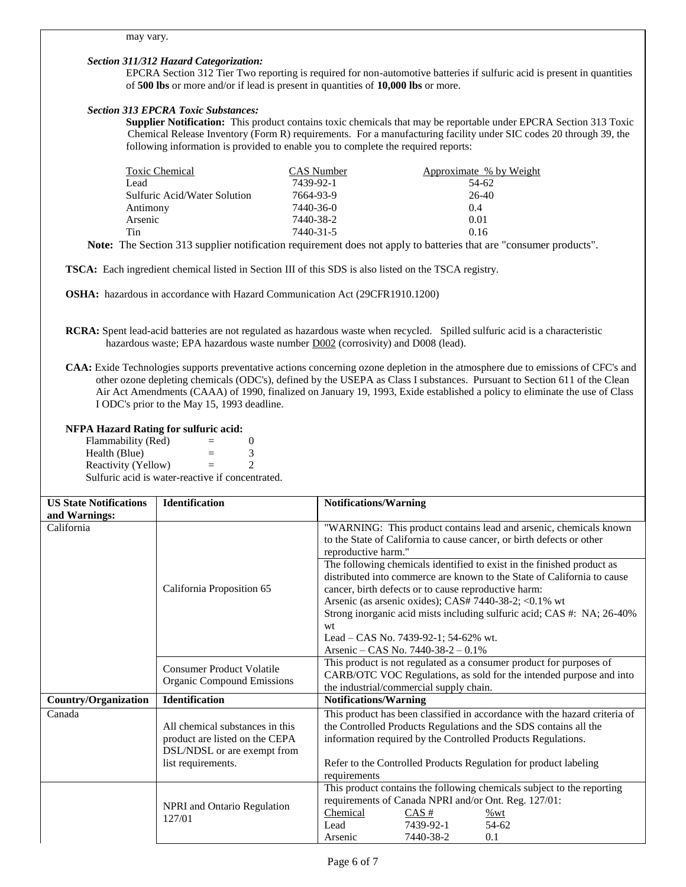may vary.

***Section 311/312 Hazard Categorization:***

EPCRA Section 312 Tier Two reporting is required for non-automotive batteries if sulfuric acid is present in quantities of **500 lbs** or more and/or if lead is present in quantities of **10,000 lbs** or more.

***Section 313 EPCRA Toxic Substances:***

**Supplier Notification:** This product contains toxic chemicals that may be reportable under EPCRA Section 313 Toxic Chemical Release Inventory (Form R) requirements. For a manufacturing facility under SIC codes 20 through 39, the following information is provided to enable you to complete the required reports:

| Toxic Chemical | CAS Number | Approximate % by Weight |
|---|---|---|
| Lead | 7439-92-1 | 54-62 |
| Sulfuric Acid/Water Solution | 7664-93-9 | 26-40 |
| Antimony | 7440-36-0 | 0.4 |
| Arsenic | 7440-38-2 | 0.01 |
| Tin | 7440-31-5 | 0.16 |

**Note:** The Section 313 supplier notification requirement does not apply to batteries that are "consumer products".

**TSCA:** Each ingredient chemical listed in Section III of this SDS is also listed on the TSCA registry.

**OSHA:** hazardous in accordance with Hazard Communication Act (29CFR1910.1200)

**RCRA:** Spent lead-acid batteries are not regulated as hazardous waste when recycled. Spilled sulfuric acid is a characteristic hazardous waste; EPA hazardous waste number D002 (corrosivity) and D008 (lead).

**CAA:** Exide Technologies supports preventative actions concerning ozone depletion in the atmosphere due to emissions of CFC's and other ozone depleting chemicals (ODC's), defined by the USEPA as Class I substances. Pursuant to Section 611 of the Clean Air Act Amendments (CAAA) of 1990, finalized on January 19, 1993, Exide established a policy to eliminate the use of Class I ODC's prior to the May 15, 1993 deadline.

**NFPA Hazard Rating for sulfuric acid:**

Flammability (Red) = 0
Health (Blue) = 3
Reactivity (Yellow) = 2
Sulfuric acid is water-reactive if concentrated.

| US State Notifications and Warnings: | Identification | Notifications/Warning |
|---|---|---|
| California | California Proposition 65 | "WARNING: This product contains lead and arsenic, chemicals known to the State of California to cause cancer, or birth defects or other reproductive harm." |
| | | The following chemicals identified to exist in the finished product as distributed into commerce are known to the State of California to cause cancer, birth defects or to cause reproductive harm: Arsenic (as arsenic oxides); CAS# 7440-38-2; <0.1% wt Strong inorganic acid mists including sulfuric acid; CAS #: NA; 26-40% wt Lead – CAS No. 7439-92-1; 54-62% wt. Arsenic – CAS No. 7440-38-2 – 0.1% |
| | Consumer Product Volatile Organic Compound Emissions | This product is not regulated as a consumer product for purposes of CARB/OTC VOC Regulations, as sold for the intended purpose and into the industrial/commercial supply chain. |
| **Country/Organization** | **Identification** | **Notifications/Warning** |
| Canada | All chemical substances in this product are listed on the CEPA DSL/NDSL or are exempt from list requirements. | This product has been classified in accordance with the hazard criteria of the Controlled Products Regulations and the SDS contains all the information required by the Controlled Products Regulations. Refer to the Controlled Products Regulation for product labeling requirements |
| | NPRI and Ontario Regulation 127/01 | This product contains the following chemicals subject to the reporting requirements of Canada NPRI and/or Ont. Reg. 127/01: Chemical / CAS # / %wt; Lead / 7439-92-1 / 54-62; Arsenic / 7440-38-2 / 0.1 |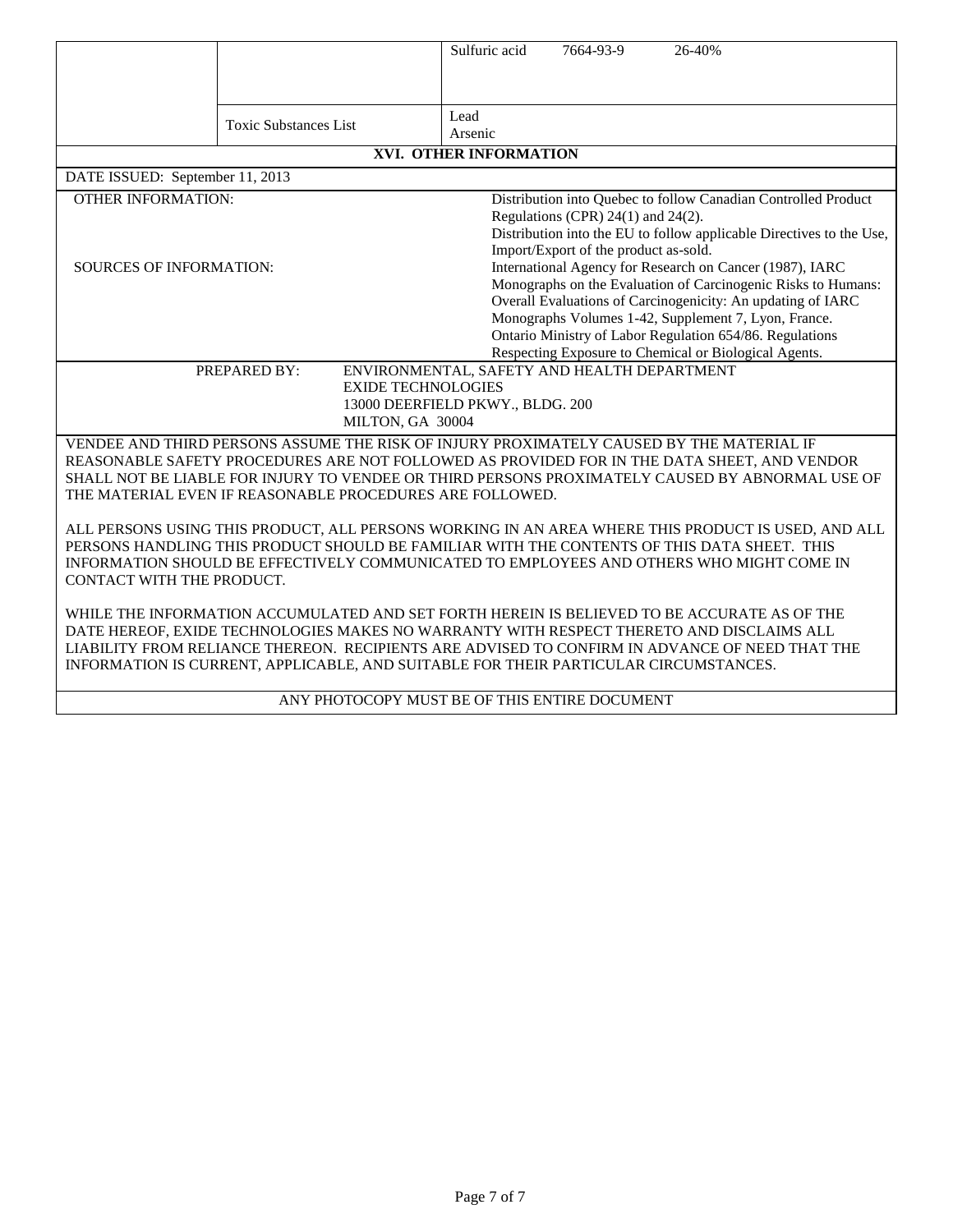| | | |
|---|---|---|
| | | Sulfuric acid 7664-93-9 26-40% |
| | Toxic Substances List | Lead<br>Arsenic |

## XVI. OTHER INFORMATION

DATE ISSUED: September 11, 2013

| | |
|---|---|
| OTHER INFORMATION: | Distribution into Quebec to follow Canadian Controlled Product Regulations (CPR) 24(1) and 24(2).<br>Distribution into the EU to follow applicable Directives to the Use, Import/Export of the product as-sold. |
| SOURCES OF INFORMATION: | International Agency for Research on Cancer (1987), IARC Monographs on the Evaluation of Carcinogenic Risks to Humans: Overall Evaluations of Carcinogenicity: An updating of IARC Monographs Volumes 1-42, Supplement 7, Lyon, France.<br>Ontario Ministry of Labor Regulation 654/86. Regulations Respecting Exposure to Chemical or Biological Agents. |

PREPARED BY: ENVIRONMENTAL, SAFETY AND HEALTH DEPARTMENT
EXIDE TECHNOLOGIES
13000 DEERFIELD PKWY., BLDG. 200
MILTON, GA 30004

VENDEE AND THIRD PERSONS ASSUME THE RISK OF INJURY PROXIMATELY CAUSED BY THE MATERIAL IF REASONABLE SAFETY PROCEDURES ARE NOT FOLLOWED AS PROVIDED FOR IN THE DATA SHEET, AND VENDOR SHALL NOT BE LIABLE FOR INJURY TO VENDEE OR THIRD PERSONS PROXIMATELY CAUSED BY ABNORMAL USE OF THE MATERIAL EVEN IF REASONABLE PROCEDURES ARE FOLLOWED.

ALL PERSONS USING THIS PRODUCT, ALL PERSONS WORKING IN AN AREA WHERE THIS PRODUCT IS USED, AND ALL PERSONS HANDLING THIS PRODUCT SHOULD BE FAMILIAR WITH THE CONTENTS OF THIS DATA SHEET. THIS INFORMATION SHOULD BE EFFECTIVELY COMMUNICATED TO EMPLOYEES AND OTHERS WHO MIGHT COME IN CONTACT WITH THE PRODUCT.

WHILE THE INFORMATION ACCUMULATED AND SET FORTH HEREIN IS BELIEVED TO BE ACCURATE AS OF THE DATE HEREOF, EXIDE TECHNOLOGIES MAKES NO WARRANTY WITH RESPECT THERETO AND DISCLAIMS ALL LIABILITY FROM RELIANCE THEREON. RECIPIENTS ARE ADVISED TO CONFIRM IN ADVANCE OF NEED THAT THE INFORMATION IS CURRENT, APPLICABLE, AND SUITABLE FOR THEIR PARTICULAR CIRCUMSTANCES.

ANY PHOTOCOPY MUST BE OF THIS ENTIRE DOCUMENT